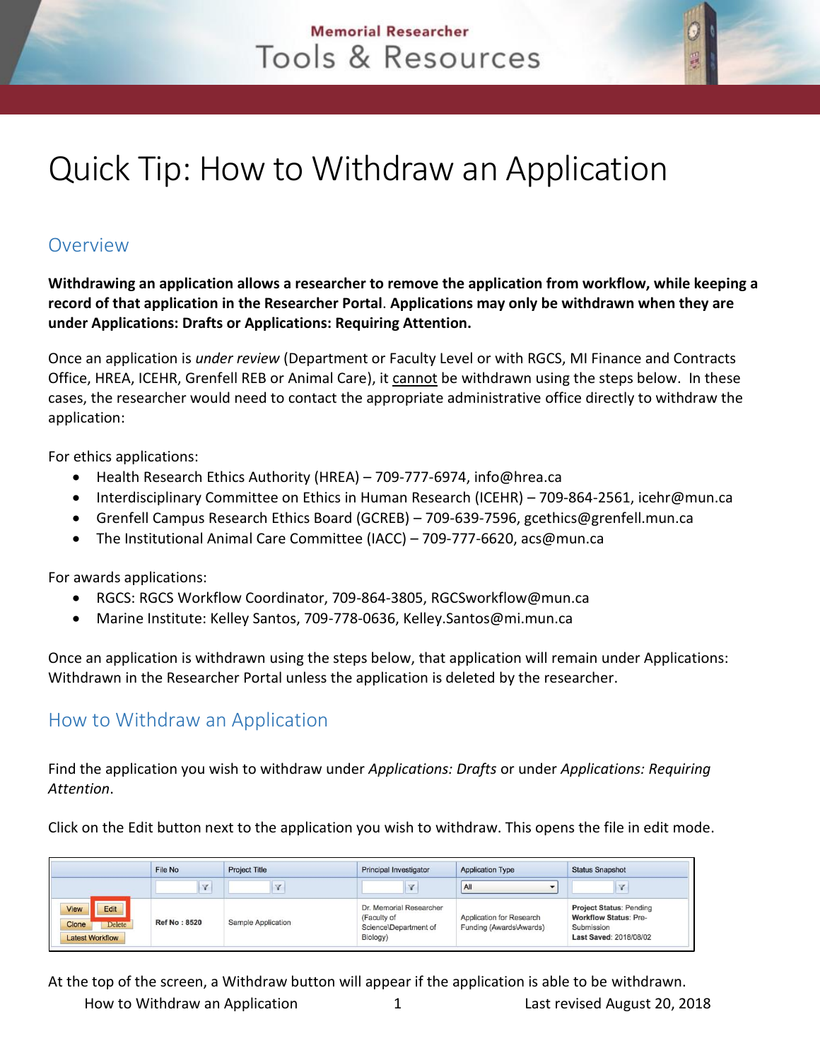Memorial Researcher

Tools & Resources

# Quick Tip: How to Withdraw an Application

## Overview

**Withdrawing an application allows a researcher to remove the application from workflow, while keeping a record of that application in the Researcher Portal**. **Applications may only be withdrawn when they are under Applications: Drafts or Applications: Requiring Attention.**

Once an application is *under review* (Department or Faculty Level or with RGCS, MI Finance and Contracts Office, HREA, ICEHR, Grenfell REB or Animal Care), it cannot be withdrawn using the steps below. In these cases, the researcher would need to contact the appropriate administrative office directly to withdraw the application:

For ethics applications:

- Health Research Ethics Authority (HREA) – 709-777-6974, info@hrea.ca
- Interdisciplinary Committee on Ethics in Human Research (ICEHR) – 709-864-2561, icehr@mun.ca
- Grenfell Campus Research Ethics Board (GCREB) – 709-639-7596, gcethics@grenfell.mun.ca
- The Institutional Animal Care Committee (IACC) – 709-777-6620, acs@mun.ca

For awards applications:

- RGCS: RGCS Workflow Coordinator, 709-864-3805, RGCSworkflow@mun.ca
- Marine Institute: Kelley Santos, 709-778-0636, Kelley.Santos@mi.mun.ca

Once an application is withdrawn using the steps below, that application will remain under Applications: Withdrawn in the Researcher Portal unless the application is deleted by the researcher.

## How to Withdraw an Application

Find the application you wish to withdraw under *Applications: Drafts* or under *Applications: Requiring Attention*.

Click on the Edit button next to the application you wish to withdraw. This opens the file in edit mode.

| | File No | Project Title | Principal Investigator | Application Type | Status Snapshot |
|---|---|---|---|---|---|
| | | | | All | |
| View Edit Clone Delete Latest Workflow | Ref No : 8520 | Sample Application | Dr. Memorial Researcher (Faculty of Science\Department of Biology) | Application for Research Funding (Awards\Awards) | **Project Status**: Pending **Workflow Status**: Pre-Submission **Last Saved**: 2018/08/02 |

At the top of the screen, a Withdraw button will appear if the application is able to be withdrawn.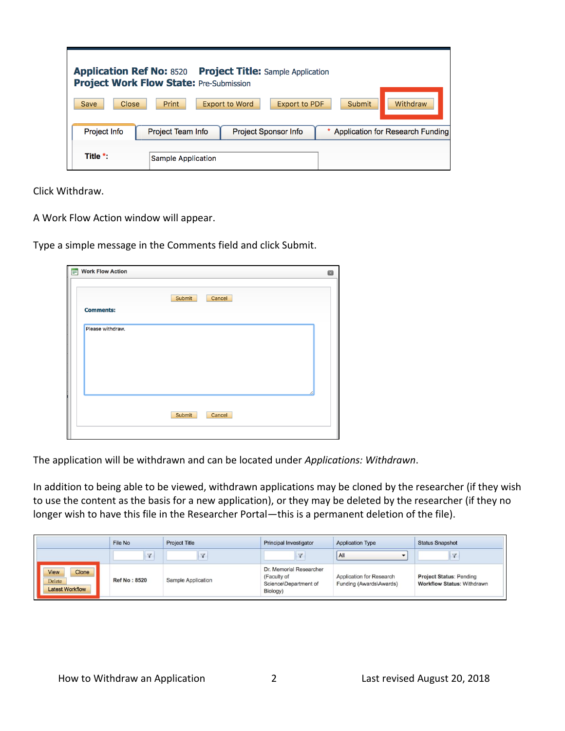Click Withdraw.

A Work Flow Action window will appear.

Type a simple message in the Comments field and click Submit.

The application will be withdrawn and can be located under *Applications: Withdrawn*.

In addition to being able to be viewed, withdrawn applications may be cloned by the researcher (if they wish to use the content as the basis for a new application), or they may be deleted by the researcher (if they no longer wish to have this file in the Researcher Portal—this is a permanent deletion of the file).